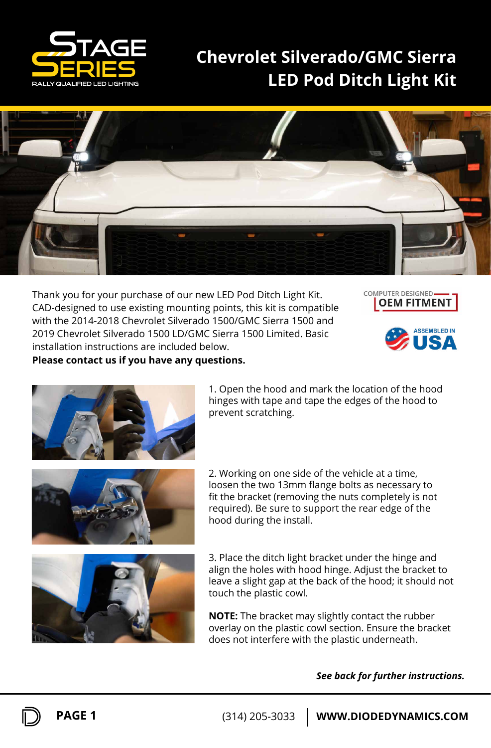# Chevrolet Silverado/GMC Sierra LED Pod Ditch Light Kit

Thank you for your purchase of our new LED Pod Ditch Light Kit. CAD-designed to use existing mounting points, this kit is compatible with the 2014-2018 Chevrolet Silverado 1500/GMC Sierra 1500 and 2019 Chevrolet Silverado 1500 LD/GMC Sierra 1500 Limited. Basic installation instructions are included below.

**Please contact us if you have any questions.**

COMPUTER DESIGNED OEM FITMENT

ASSEMBLED IN USA

1. Open the hood and mark the location of the hood hinges with tape and tape the edges of the hood to prevent scratching.

2. Working on one side of the vehicle at a time, loosen the two 13mm flange bolts as necessary to fit the bracket (removing the nuts completely is not required). Be sure to support the rear edge of the hood during the install.

3. Place the ditch light bracket under the hinge and align the holes with hood hinge. Adjust the bracket to leave a slight gap at the back of the hood; it should not touch the plastic cowl.

**NOTE:** The bracket may slightly contact the rubber overlay on the plastic cowl section. Ensure the bracket does not interfere with the plastic underneath.

***See back for further instructions.***

(314) 205-3033 | **WWW.DIODEDYNAMICS.COM**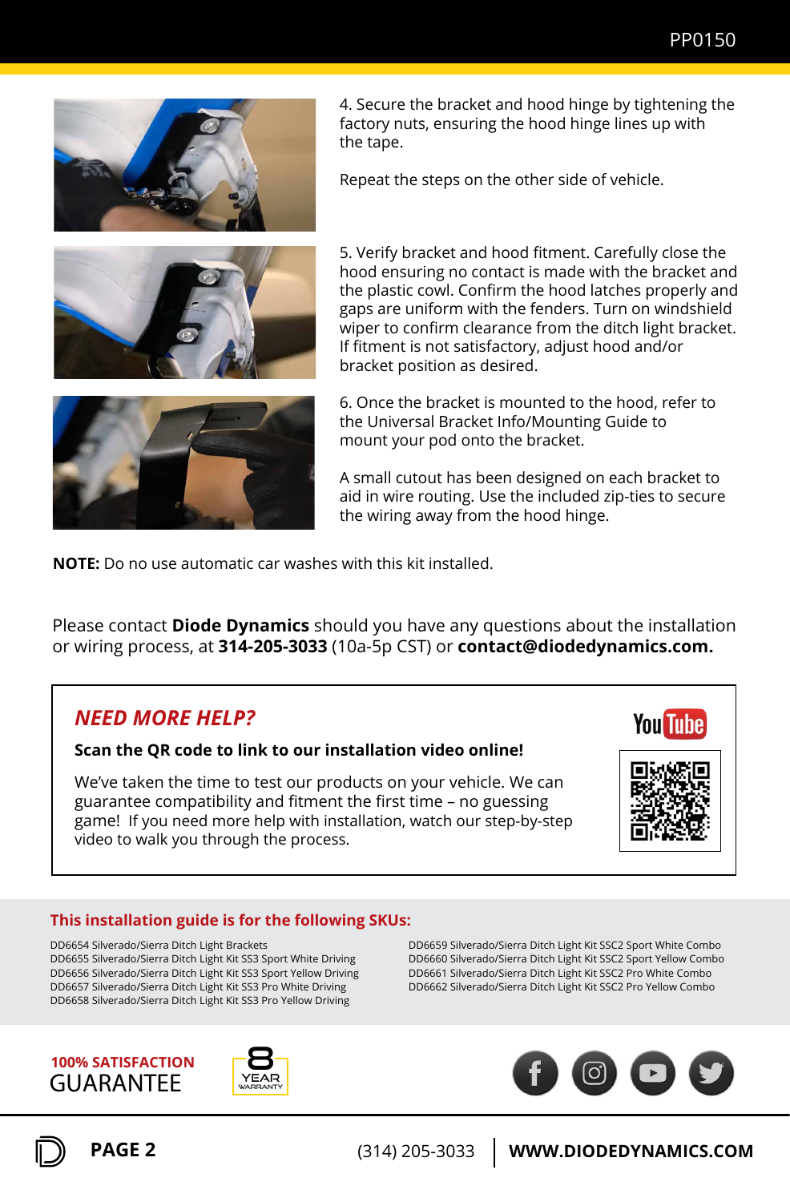4. Secure the bracket and hood hinge by tightening the factory nuts, ensuring the hood hinge lines up with the tape.

Repeat the steps on the other side of vehicle.

5. Verify bracket and hood fitment. Carefully close the hood ensuring no contact is made with the bracket and the plastic cowl. Confirm the hood latches properly and gaps are uniform with the fenders. Turn on windshield wiper to confirm clearance from the ditch light bracket. If fitment is not satisfactory, adjust hood and/or bracket position as desired.

6. Once the bracket is mounted to the hood, refer to the Universal Bracket Info/Mounting Guide to mount your pod onto the bracket.

A small cutout has been designed on each bracket to aid in wire routing. Use the included zip-ties to secure the wiring away from the hood hinge.

**NOTE:** Do no use automatic car washes with this kit installed.

Please contact **Diode Dynamics** should you have any questions about the installation or wiring process, at **314-205-3033** (10a-5p CST) or **contact@diodedynamics.com.**

## *NEED MORE HELP?*

**Scan the QR code to link to our installation video online!**

We've taken the time to test our products on your vehicle. We can guarantee compatibility and fitment the first time – no guessing game! If you need more help with installation, watch our step-by-step video to walk you through the process.

### This installation guide is for the following SKUs:

DD6654 Silverado/Sierra Ditch Light Brackets
DD6655 Silverado/Sierra Ditch Light Kit SS3 Sport White Driving
DD6656 Silverado/Sierra Ditch Light Kit SS3 Sport Yellow Driving
DD6657 Silverado/Sierra Ditch Light Kit SS3 Pro White Driving
DD6658 Silverado/Sierra Ditch Light Kit SS3 Pro Yellow Driving
DD6659 Silverado/Sierra Ditch Light Kit SSC2 Sport White Combo
DD6660 Silverado/Sierra Ditch Light Kit SSC2 Sport Yellow Combo
DD6661 Silverado/Sierra Ditch Light Kit SSC2 Pro White Combo
DD6662 Silverado/Sierra Ditch Light Kit SSC2 Pro Yellow Combo

100% SATISFACTION GUARANTEE

8 YEAR WARRANTY

(314) 205-3033 | WWW.DIODEDYNAMICS.COM